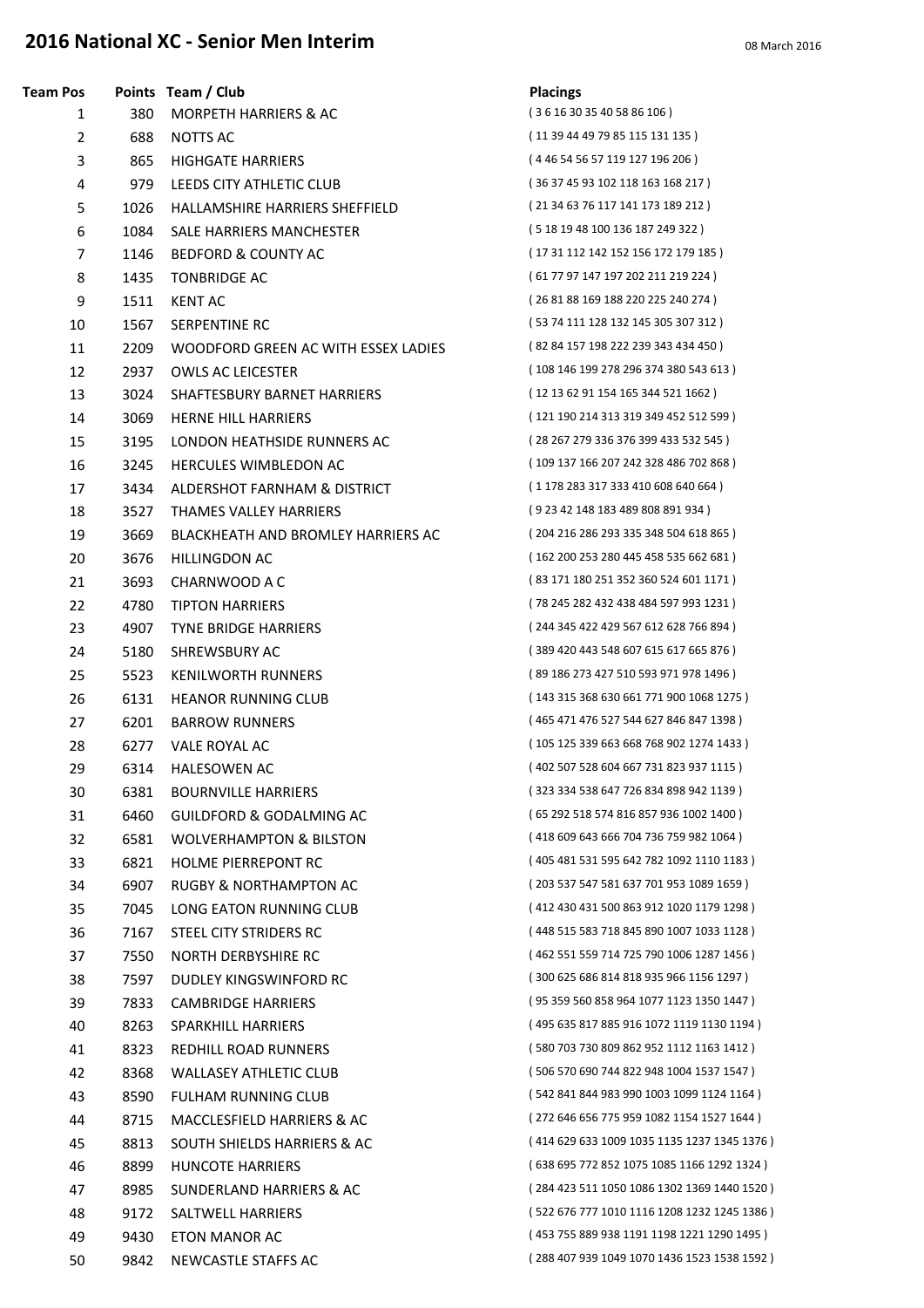# 2016 National XC - Senior Men Interim

08 March 2016

| Team Pos | Points | Team / Club | Placings |
|---|---|---|---|
| 1 | 380 | MORPETH HARRIERS & AC | ( 3 6 16 30 35 40 58 86 106 ) |
| 2 | 688 | NOTTS AC | ( 11 39 44 49 79 85 115 131 135 ) |
| 3 | 865 | HIGHGATE HARRIERS | ( 4 46 54 56 57 119 127 196 206 ) |
| 4 | 979 | LEEDS CITY ATHLETIC CLUB | ( 36 37 45 93 102 118 163 168 217 ) |
| 5 | 1026 | HALLAMSHIRE HARRIERS SHEFFIELD | ( 21 34 63 76 117 141 173 189 212 ) |
| 6 | 1084 | SALE HARRIERS MANCHESTER | ( 5 18 19 48 100 136 187 249 322 ) |
| 7 | 1146 | BEDFORD & COUNTY AC | ( 17 31 112 142 152 156 172 179 185 ) |
| 8 | 1435 | TONBRIDGE AC | ( 61 77 97 147 197 202 211 219 224 ) |
| 9 | 1511 | KENT AC | ( 26 81 88 169 188 220 225 240 274 ) |
| 10 | 1567 | SERPENTINE RC | ( 53 74 111 128 132 145 305 307 312 ) |
| 11 | 2209 | WOODFORD GREEN AC WITH ESSEX LADIES | ( 82 84 157 198 222 239 343 434 450 ) |
| 12 | 2937 | OWLS AC LEICESTER | ( 108 146 199 278 296 374 380 543 613 ) |
| 13 | 3024 | SHAFTESBURY BARNET HARRIERS | ( 12 13 62 91 154 165 344 521 1662 ) |
| 14 | 3069 | HERNE HILL HARRIERS | ( 121 190 214 313 319 349 452 512 599 ) |
| 15 | 3195 | LONDON HEATHSIDE RUNNERS AC | ( 28 267 279 336 376 399 433 532 545 ) |
| 16 | 3245 | HERCULES WIMBLEDON AC | ( 109 137 166 207 242 328 486 702 868 ) |
| 17 | 3434 | ALDERSHOT FARNHAM & DISTRICT | ( 1 178 283 317 333 410 608 640 664 ) |
| 18 | 3527 | THAMES VALLEY HARRIERS | ( 9 23 42 148 183 489 808 891 934 ) |
| 19 | 3669 | BLACKHEATH AND BROMLEY HARRIERS AC | ( 204 216 286 293 335 348 504 618 865 ) |
| 20 | 3676 | HILLINGDON AC | ( 162 200 253 280 445 458 535 662 681 ) |
| 21 | 3693 | CHARNWOOD A C | ( 83 171 180 251 352 360 524 601 1171 ) |
| 22 | 4780 | TIPTON HARRIERS | ( 78 245 282 432 438 484 597 993 1231 ) |
| 23 | 4907 | TYNE BRIDGE HARRIERS | ( 244 345 422 429 567 612 628 766 894 ) |
| 24 | 5180 | SHREWSBURY AC | ( 389 420 443 548 607 615 617 665 876 ) |
| 25 | 5523 | KENILWORTH RUNNERS | ( 89 186 273 427 510 593 971 978 1496 ) |
| 26 | 6131 | HEANOR RUNNING CLUB | ( 143 315 368 630 661 771 900 1068 1275 ) |
| 27 | 6201 | BARROW RUNNERS | ( 465 471 476 527 544 627 846 847 1398 ) |
| 28 | 6277 | VALE ROYAL AC | ( 105 125 339 663 668 768 902 1274 1433 ) |
| 29 | 6314 | HALESOWEN AC | ( 402 507 528 604 667 731 823 937 1115 ) |
| 30 | 6381 | BOURNVILLE HARRIERS | ( 323 334 538 647 726 834 898 942 1139 ) |
| 31 | 6460 | GUILDFORD & GODALMING AC | ( 65 292 518 574 816 857 936 1002 1400 ) |
| 32 | 6581 | WOLVERHAMPTON & BILSTON | ( 418 609 643 666 704 736 759 982 1064 ) |
| 33 | 6821 | HOLME PIERREPONT RC | ( 405 481 531 595 642 782 1092 1110 1183 ) |
| 34 | 6907 | RUGBY & NORTHAMPTON AC | ( 203 537 547 581 637 701 953 1089 1659 ) |
| 35 | 7045 | LONG EATON RUNNING CLUB | ( 412 430 431 500 863 912 1020 1179 1298 ) |
| 36 | 7167 | STEEL CITY STRIDERS RC | ( 448 515 583 718 845 890 1007 1033 1128 ) |
| 37 | 7550 | NORTH DERBYSHIRE RC | ( 462 551 559 714 725 790 1006 1287 1456 ) |
| 38 | 7597 | DUDLEY KINGSWINFORD RC | ( 300 625 686 814 818 935 966 1156 1297 ) |
| 39 | 7833 | CAMBRIDGE HARRIERS | ( 95 359 560 858 964 1077 1123 1350 1447 ) |
| 40 | 8263 | SPARKHILL HARRIERS | ( 495 635 817 885 916 1072 1119 1130 1194 ) |
| 41 | 8323 | REDHILL ROAD RUNNERS | ( 580 703 730 809 862 952 1112 1163 1412 ) |
| 42 | 8368 | WALLASEY ATHLETIC CLUB | ( 506 570 690 744 822 948 1004 1537 1547 ) |
| 43 | 8590 | FULHAM RUNNING CLUB | ( 542 841 844 983 990 1003 1099 1124 1164 ) |
| 44 | 8715 | MACCLESFIELD HARRIERS & AC | ( 272 646 656 775 959 1082 1154 1527 1644 ) |
| 45 | 8813 | SOUTH SHIELDS HARRIERS & AC | ( 414 629 633 1009 1035 1135 1237 1345 1376 ) |
| 46 | 8899 | HUNCOTE HARRIERS | ( 638 695 772 852 1075 1085 1166 1292 1324 ) |
| 47 | 8985 | SUNDERLAND HARRIERS & AC | ( 284 423 511 1050 1086 1302 1369 1440 1520 ) |
| 48 | 9172 | SALTWELL HARRIERS | ( 522 676 777 1010 1116 1208 1232 1245 1386 ) |
| 49 | 9430 | ETON MANOR AC | ( 453 755 889 938 1191 1198 1221 1290 1495 ) |
| 50 | 9842 | NEWCASTLE STAFFS AC | ( 288 407 939 1049 1070 1436 1523 1538 1592 ) |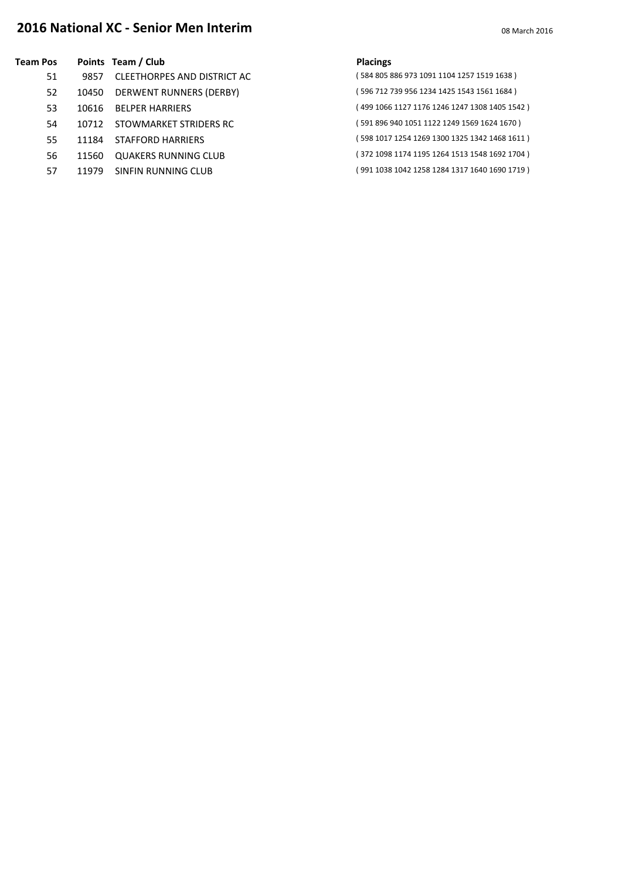# 2016 National XC - Senior Men Interim

08 March 2016

| Team Pos | Points | Team / Club | Placings |
| --- | --- | --- | --- |
| 51 | 9857 | CLEETHORPES AND DISTRICT AC | ( 584 805 886 973 1091 1104 1257 1519 1638 ) |
| 52 | 10450 | DERWENT RUNNERS (DERBY) | ( 596 712 739 956 1234 1425 1543 1561 1684 ) |
| 53 | 10616 | BELPER HARRIERS | ( 499 1066 1127 1176 1246 1247 1308 1405 1542 ) |
| 54 | 10712 | STOWMARKET STRIDERS RC | ( 591 896 940 1051 1122 1249 1569 1624 1670 ) |
| 55 | 11184 | STAFFORD HARRIERS | ( 598 1017 1254 1269 1300 1325 1342 1468 1611 ) |
| 56 | 11560 | QUAKERS RUNNING CLUB | ( 372 1098 1174 1195 1264 1513 1548 1692 1704 ) |
| 57 | 11979 | SINFIN RUNNING CLUB | ( 991 1038 1042 1258 1284 1317 1640 1690 1719 ) |